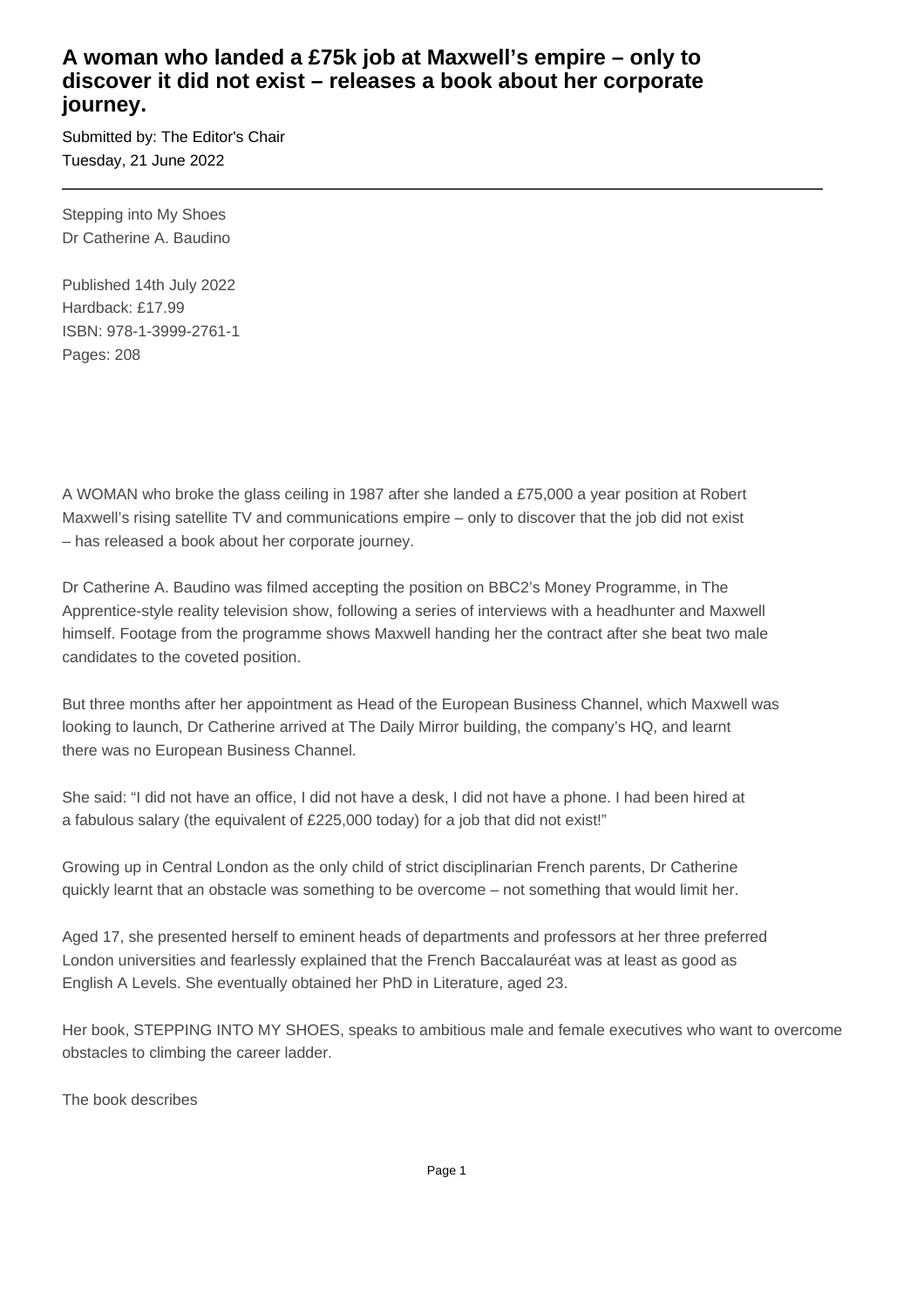# A woman who landed a £75k job at Maxwell's empire – only to discover it did not exist – releases a book about her corporate journey.

Submitted by: The Editor's Chair
Tuesday, 21 June 2022

---

Stepping into My Shoes
Dr Catherine A. Baudino

Published 14th July 2022
Hardback: £17.99
ISBN: 978-1-3999-2761-1
Pages: 208

A WOMAN who broke the glass ceiling in 1987 after she landed a £75,000 a year position at Robert Maxwell's rising satellite TV and communications empire – only to discover that the job did not exist – has released a book about her corporate journey.

Dr Catherine A. Baudino was filmed accepting the position on BBC2's Money Programme, in The Apprentice-style reality television show, following a series of interviews with a headhunter and Maxwell himself. Footage from the programme shows Maxwell handing her the contract after she beat two male candidates to the coveted position.

But three months after her appointment as Head of the European Business Channel, which Maxwell was looking to launch, Dr Catherine arrived at The Daily Mirror building, the company's HQ, and learnt there was no European Business Channel.

She said: "I did not have an office, I did not have a desk, I did not have a phone. I had been hired at a fabulous salary (the equivalent of £225,000 today) for a job that did not exist!"

Growing up in Central London as the only child of strict disciplinarian French parents, Dr Catherine quickly learnt that an obstacle was something to be overcome – not something that would limit her.

Aged 17, she presented herself to eminent heads of departments and professors at her three preferred London universities and fearlessly explained that the French Baccalauréat was at least as good as English A Levels. She eventually obtained her PhD in Literature, aged 23.

Her book, STEPPING INTO MY SHOES, speaks to ambitious male and female executives who want to overcome obstacles to climbing the career ladder.

The book describes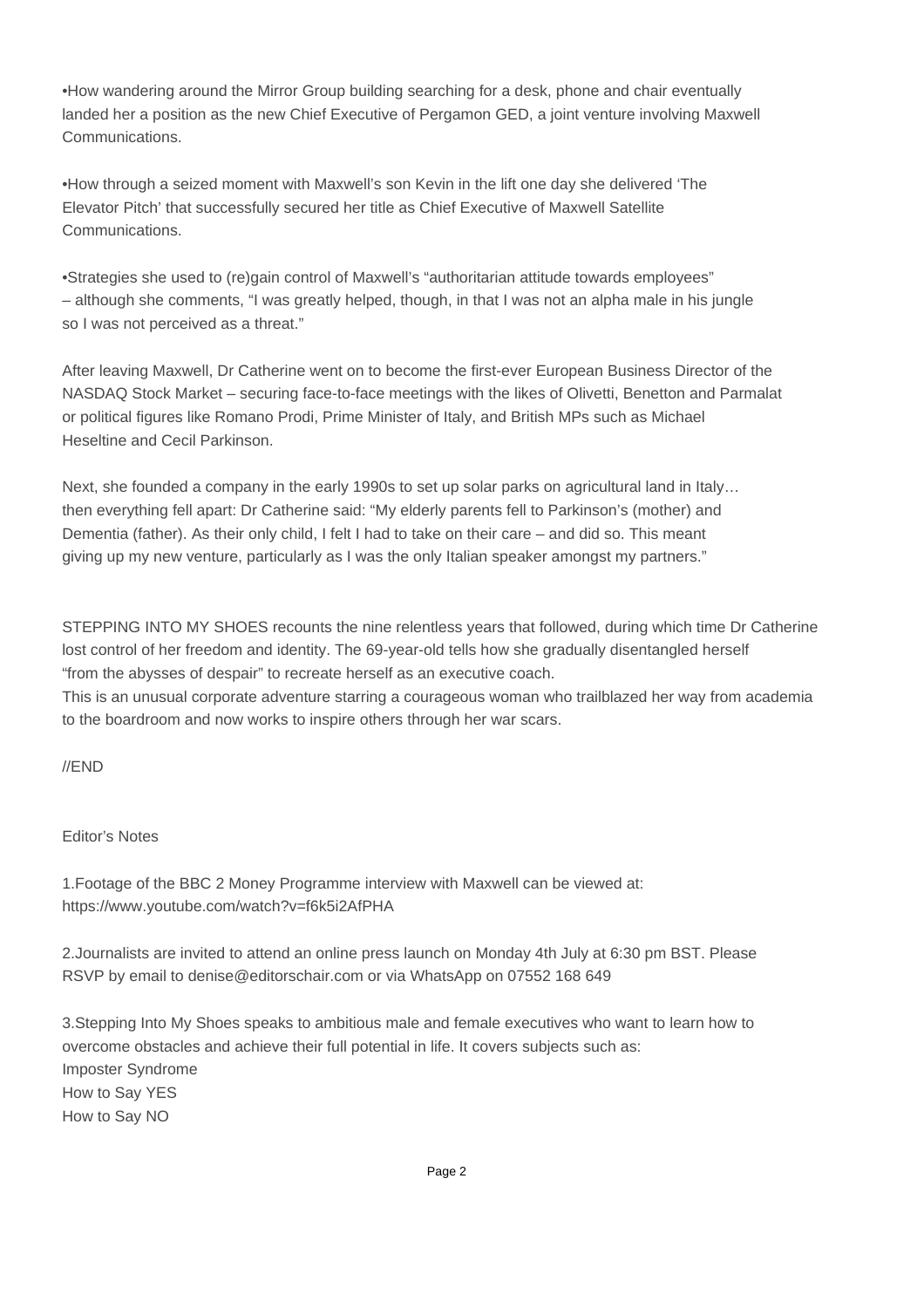•How wandering around the Mirror Group building searching for a desk, phone and chair eventually landed her a position as the new Chief Executive of Pergamon GED, a joint venture involving Maxwell Communications.

•How through a seized moment with Maxwell's son Kevin in the lift one day she delivered 'The Elevator Pitch' that successfully secured her title as Chief Executive of Maxwell Satellite Communications.

•Strategies she used to (re)gain control of Maxwell's "authoritarian attitude towards employees" – although she comments, "I was greatly helped, though, in that I was not an alpha male in his jungle so I was not perceived as a threat."

After leaving Maxwell, Dr Catherine went on to become the first-ever European Business Director of the NASDAQ Stock Market – securing face-to-face meetings with the likes of Olivetti, Benetton and Parmalat or political figures like Romano Prodi, Prime Minister of Italy, and British MPs such as Michael Heseltine and Cecil Parkinson.

Next, she founded a company in the early 1990s to set up solar parks on agricultural land in Italy… then everything fell apart: Dr Catherine said: "My elderly parents fell to Parkinson's (mother) and Dementia (father). As their only child, I felt I had to take on their care – and did so. This meant giving up my new venture, particularly as I was the only Italian speaker amongst my partners."

STEPPING INTO MY SHOES recounts the nine relentless years that followed, during which time Dr Catherine lost control of her freedom and identity. The 69-year-old tells how she gradually disentangled herself "from the abysses of despair" to recreate herself as an executive coach.
This is an unusual corporate adventure starring a courageous woman who trailblazed her way from academia to the boardroom and now works to inspire others through her war scars.

//END

Editor's Notes

1.Footage of the BBC 2 Money Programme interview with Maxwell can be viewed at: https://www.youtube.com/watch?v=f6k5i2AfPHA

2.Journalists are invited to attend an online press launch on Monday 4th July at 6:30 pm BST. Please RSVP by email to denise@editorschair.com or via WhatsApp on 07552 168 649

3.Stepping Into My Shoes speaks to ambitious male and female executives who want to learn how to overcome obstacles and achieve their full potential in life. It covers subjects such as:
Imposter Syndrome
How to Say YES
How to Say NO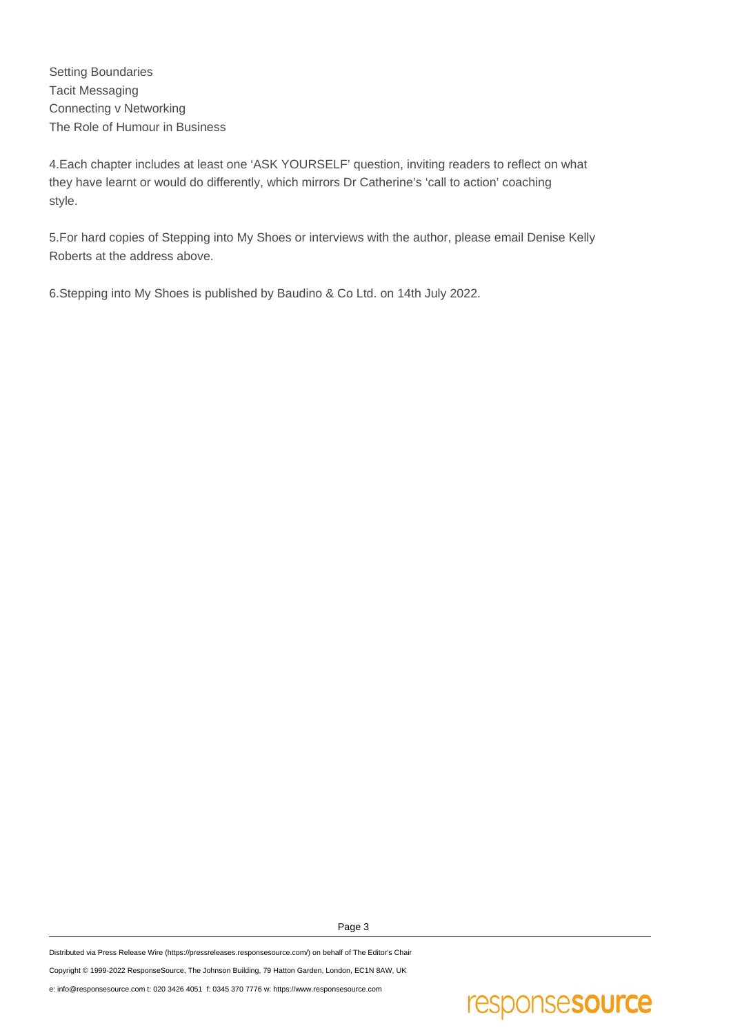Setting Boundaries
Tacit Messaging
Connecting v Networking
The Role of Humour in Business

4.Each chapter includes at least one ‘ASK YOURSELF’ question, inviting readers to reflect on what they have learnt or would do differently, which mirrors Dr Catherine’s ‘call to action’ coaching style.

5.For hard copies of Stepping into My Shoes or interviews with the author, please email Denise Kelly Roberts at the address above.

6.Stepping into My Shoes is published by Baudino & Co Ltd. on 14th July 2022.